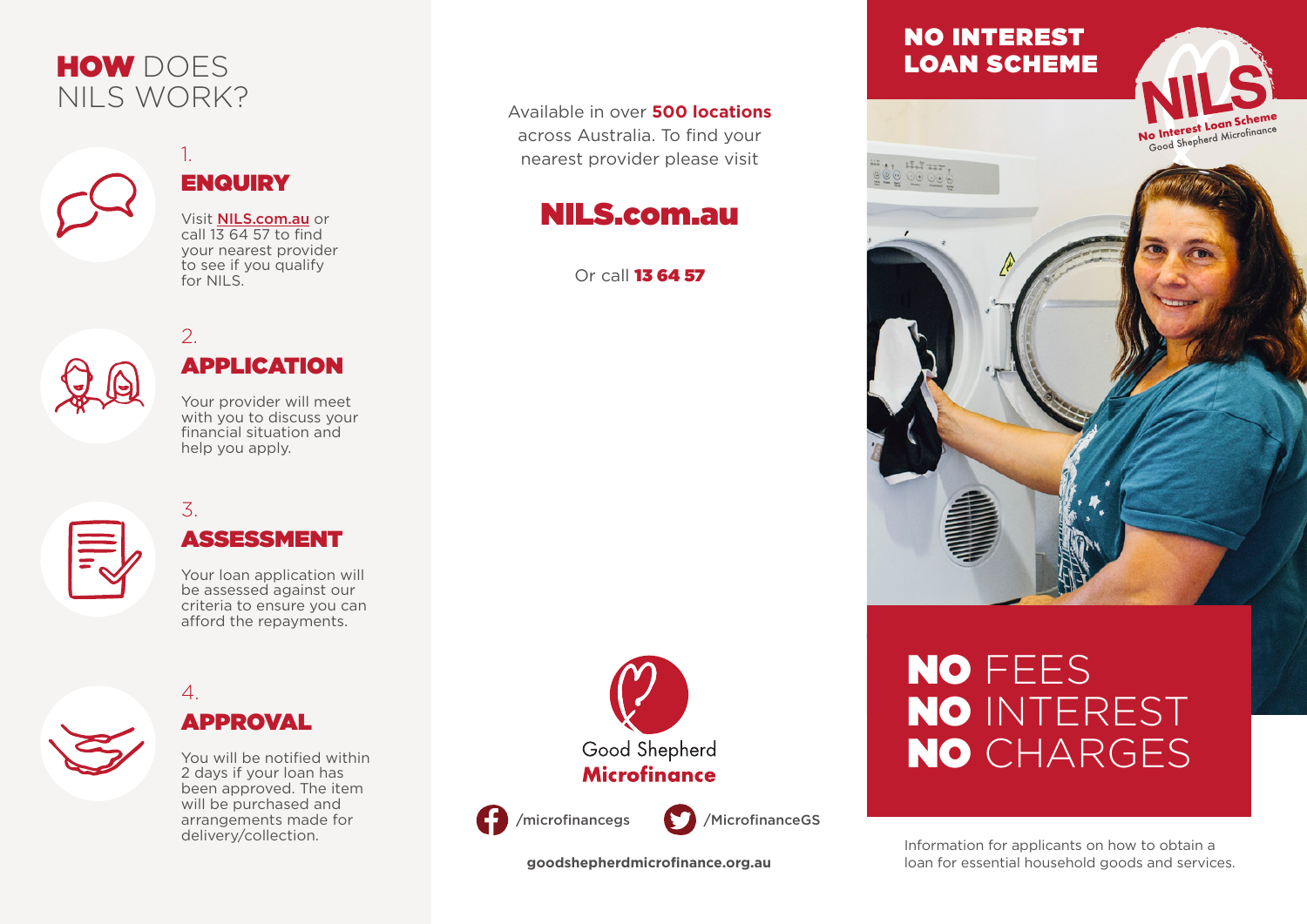# HOW DOES NILS WORK?

## 1. ENQUIRY

Visit NILS.com.au or call 13 64 57 to find your nearest provider to see if you qualify for NILS.

## 2. APPLICATION

Your provider will meet with you to discuss your financial situation and help you apply.

## 3. ASSESSMENT

Your loan application will be assessed against our criteria to ensure you can afford the repayments.

## 4. APPROVAL

You will be notified within 2 days if your loan has been approved. The item will be purchased and arrangements made for delivery/collection.

Available in over **500 locations** across Australia. To find your nearest provider please visit

## NILS.com.au

Or call **13 64 57**

Good Shepherd
**Microfinance**

/microfinancegs

/MicrofinanceGS

**goodshepherdmicrofinance.org.au**

# NO INTEREST LOAN SCHEME

NILS
No Interest Loan Scheme
Good Shepherd Microfinance

## NO FEES
## NO INTEREST
## NO CHARGES

Information for applicants on how to obtain a loan for essential household goods and services.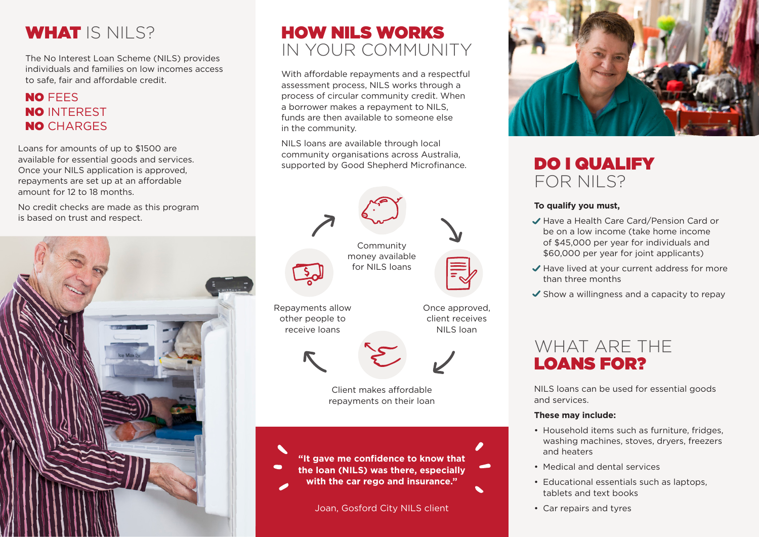# WHAT IS NILS?

The No Interest Loan Scheme (NILS) provides individuals and families on low incomes access to safe, fair and affordable credit.

**NO** FEES
**NO** INTEREST
**NO** CHARGES

Loans for amounts of up to $1500 are available for essential goods and services. Once your NILS application is approved, repayments are set up at an affordable amount for 12 to 18 months.

No credit checks are made as this program is based on trust and respect.

# HOW NILS WORKS IN YOUR COMMUNITY

With affordable repayments and a respectful assessment process, NILS works through a process of circular community credit. When a borrower makes a repayment to NILS, funds are then available to someone else in the community.

NILS loans are available through local community organisations across Australia, supported by Good Shepherd Microfinance.

Community money available for NILS loans

Once approved, client receives NILS loan

Client makes affordable repayments on their loan

Repayments allow other people to receive loans

**"It gave me confidence to know that the loan (NILS) was there, especially with the car rego and insurance."**

Joan, Gosford City NILS client

# DO I QUALIFY FOR NILS?

**To qualify you must,**

- Have a Health Care Card/Pension Card or be on a low income (take home income of $45,000 per year for individuals and $60,000 per year for joint applicants)
- Have lived at your current address for more than three months
- Show a willingness and a capacity to repay

# WHAT ARE THE LOANS FOR?

NILS loans can be used for essential goods and services.

**These may include:**

- Household items such as furniture, fridges, washing machines, stoves, dryers, freezers and heaters
- Medical and dental services
- Educational essentials such as laptops, tablets and text books
- Car repairs and tyres